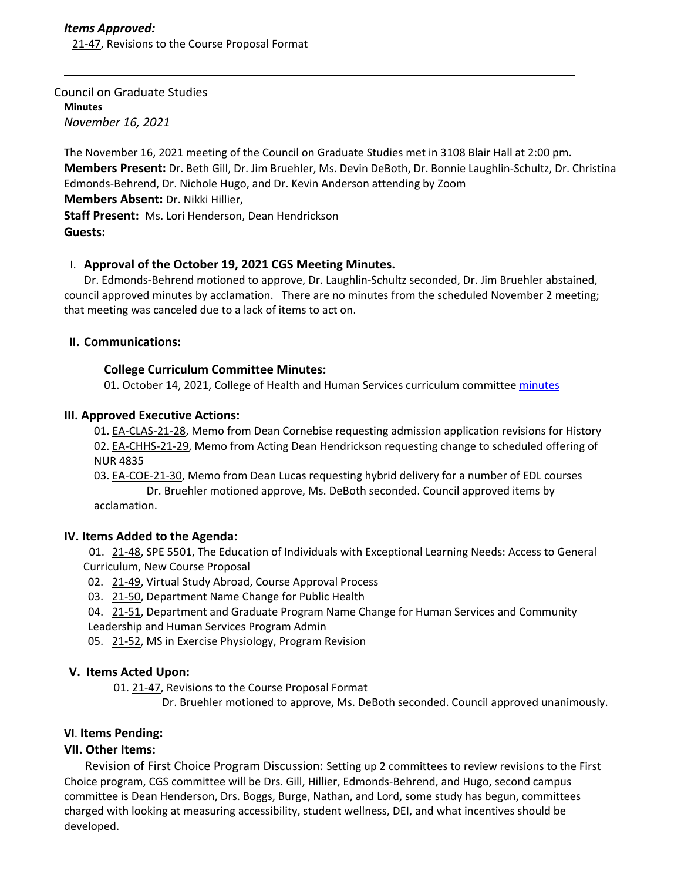***Items Approved:***

21-47, Revisions to the Course Proposal Format

---

Council on Graduate Studies

**Minutes**

*November 16, 2021*

The November 16, 2021 meeting of the Council on Graduate Studies met in 3108 Blair Hall at 2:00 pm.

**Members Present:** Dr. Beth Gill, Dr. Jim Bruehler, Ms. Devin DeBoth, Dr. Bonnie Laughlin-Schultz, Dr. Christina Edmonds-Behrend, Dr. Nichole Hugo, and Dr. Kevin Anderson attending by Zoom

**Members Absent:** Dr. Nikki Hillier,

**Staff Present:** Ms. Lori Henderson, Dean Hendrickson

**Guests:**

## I. Approval of the October 19, 2021 CGS Meeting Minutes.

Dr. Edmonds-Behrend motioned to approve, Dr. Laughlin-Schultz seconded, Dr. Jim Bruehler abstained, council approved minutes by acclamation. There are no minutes from the scheduled November 2 meeting; that meeting was canceled due to a lack of items to act on.

## II. Communications:

### College Curriculum Committee Minutes:

01. October 14, 2021, College of Health and Human Services curriculum committee minutes

## III. Approved Executive Actions:

01. EA-CLAS-21-28, Memo from Dean Cornebise requesting admission application revisions for History
02. EA-CHHS-21-29, Memo from Acting Dean Hendrickson requesting change to scheduled offering of NUR 4835
03. EA-COE-21-30, Memo from Dean Lucas requesting hybrid delivery for a number of EDL courses

Dr. Bruehler motioned approve, Ms. DeBoth seconded. Council approved items by acclamation.

## IV. Items Added to the Agenda:

01. 21-48, SPE 5501, The Education of Individuals with Exceptional Learning Needs: Access to General Curriculum, New Course Proposal
02. 21-49, Virtual Study Abroad, Course Approval Process
03. 21-50, Department Name Change for Public Health
04. 21-51, Department and Graduate Program Name Change for Human Services and Community Leadership and Human Services Program Admin
05. 21-52, MS in Exercise Physiology, Program Revision

## V. Items Acted Upon:

01. 21-47, Revisions to the Course Proposal Format

Dr. Bruehler motioned to approve, Ms. DeBoth seconded. Council approved unanimously.

## VI. Items Pending:

## VII. Other Items:

Revision of First Choice Program Discussion: Setting up 2 committees to review revisions to the First Choice program, CGS committee will be Drs. Gill, Hillier, Edmonds-Behrend, and Hugo, second campus committee is Dean Henderson, Drs. Boggs, Burge, Nathan, and Lord, some study has begun, committees charged with looking at measuring accessibility, student wellness, DEI, and what incentives should be developed.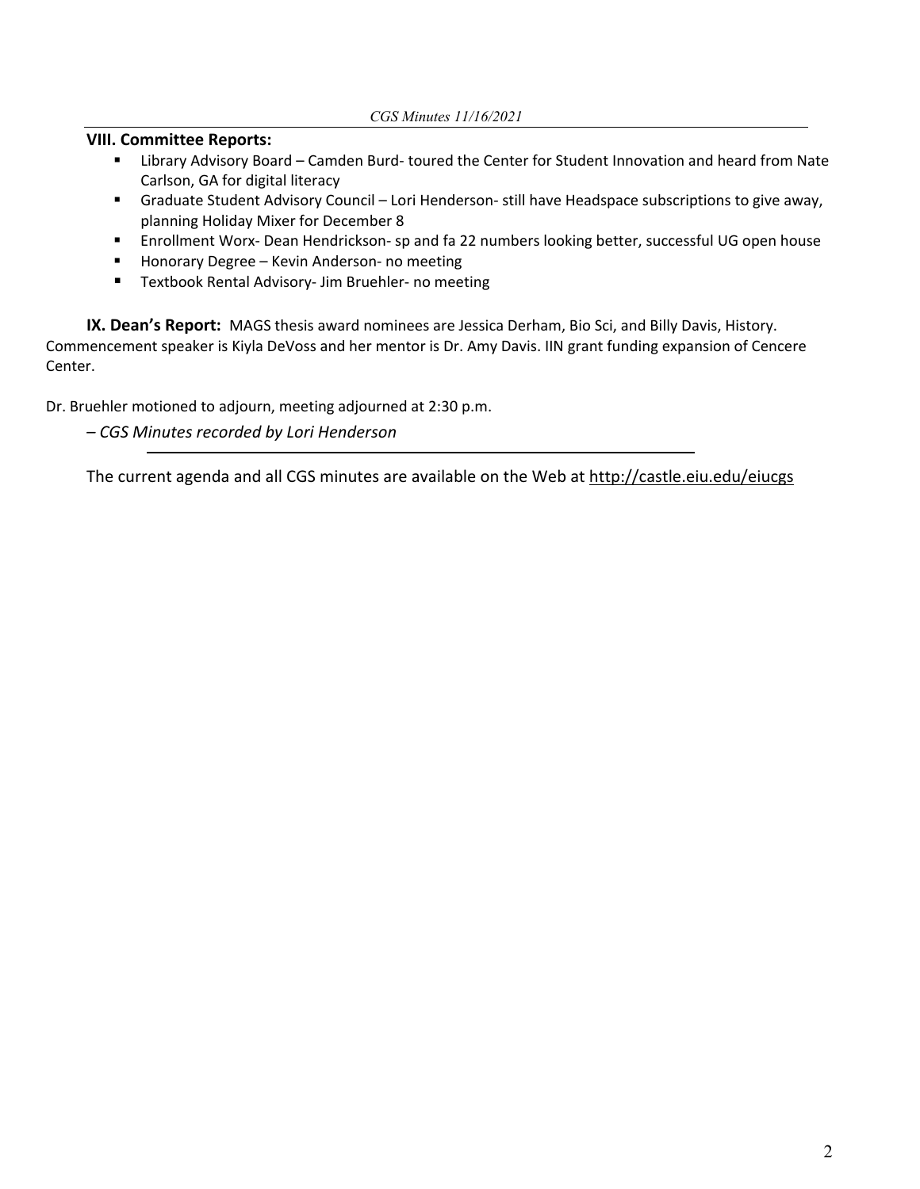**VIII. Committee Reports:**

- Library Advisory Board – Camden Burd- toured the Center for Student Innovation and heard from Nate Carlson, GA for digital literacy
- Graduate Student Advisory Council – Lori Henderson- still have Headspace subscriptions to give away, planning Holiday Mixer for December 8
- Enrollment Worx- Dean Hendrickson- sp and fa 22 numbers looking better, successful UG open house
- Honorary Degree – Kevin Anderson- no meeting
- Textbook Rental Advisory- Jim Bruehler- no meeting

**IX. Dean's Report:** MAGS thesis award nominees are Jessica Derham, Bio Sci, and Billy Davis, History. Commencement speaker is Kiyla DeVoss and her mentor is Dr. Amy Davis. IIN grant funding expansion of Cencere Center.

Dr. Bruehler motioned to adjourn, meeting adjourned at 2:30 p.m.

*– CGS Minutes recorded by Lori Henderson*

---

The current agenda and all CGS minutes are available on the Web at http://castle.eiu.edu/eiucgs